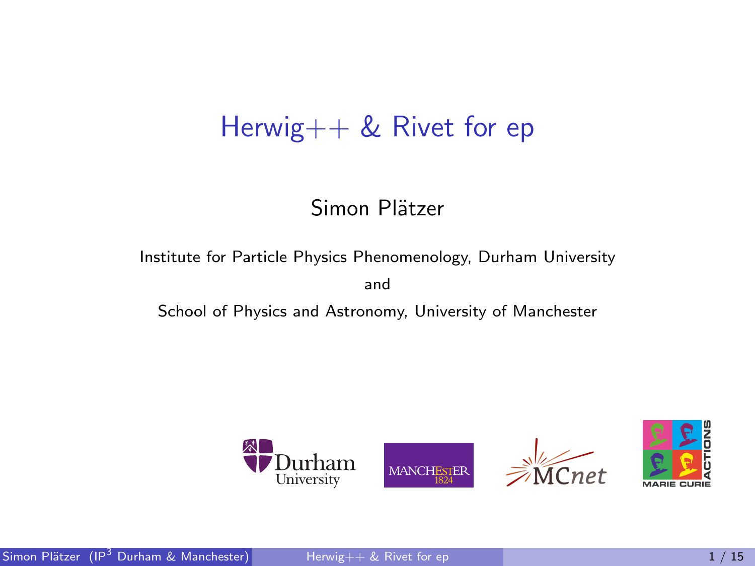# Herwig++ & Rivet for ep

Simon Plätzer

Institute for Particle Physics Phenomenology, Durham University

and

School of Physics and Astronomy, University of Manchester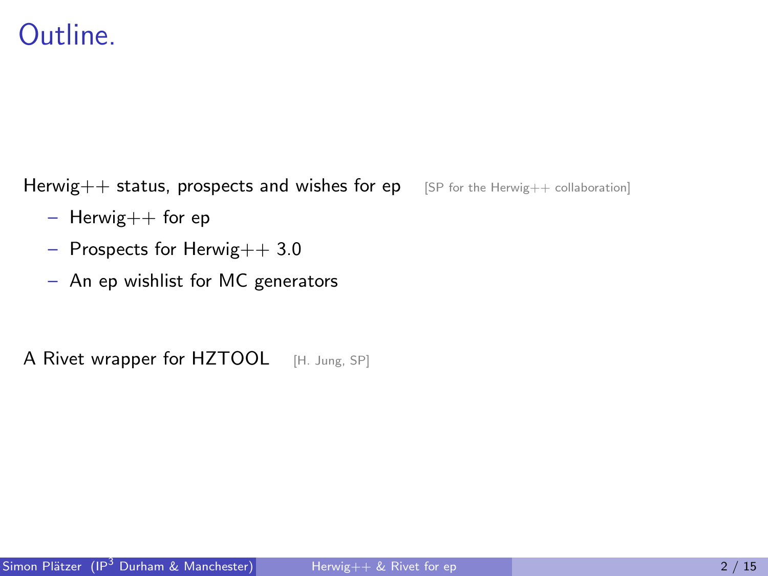# Outline.

Herwig++ status, prospects and wishes for ep [SP for the Herwig++ collaboration]

- Herwig++ for ep
- Prospects for Herwig++ 3.0
- An ep wishlist for MC generators

A Rivet wrapper for HZTOOL [H. Jung, SP]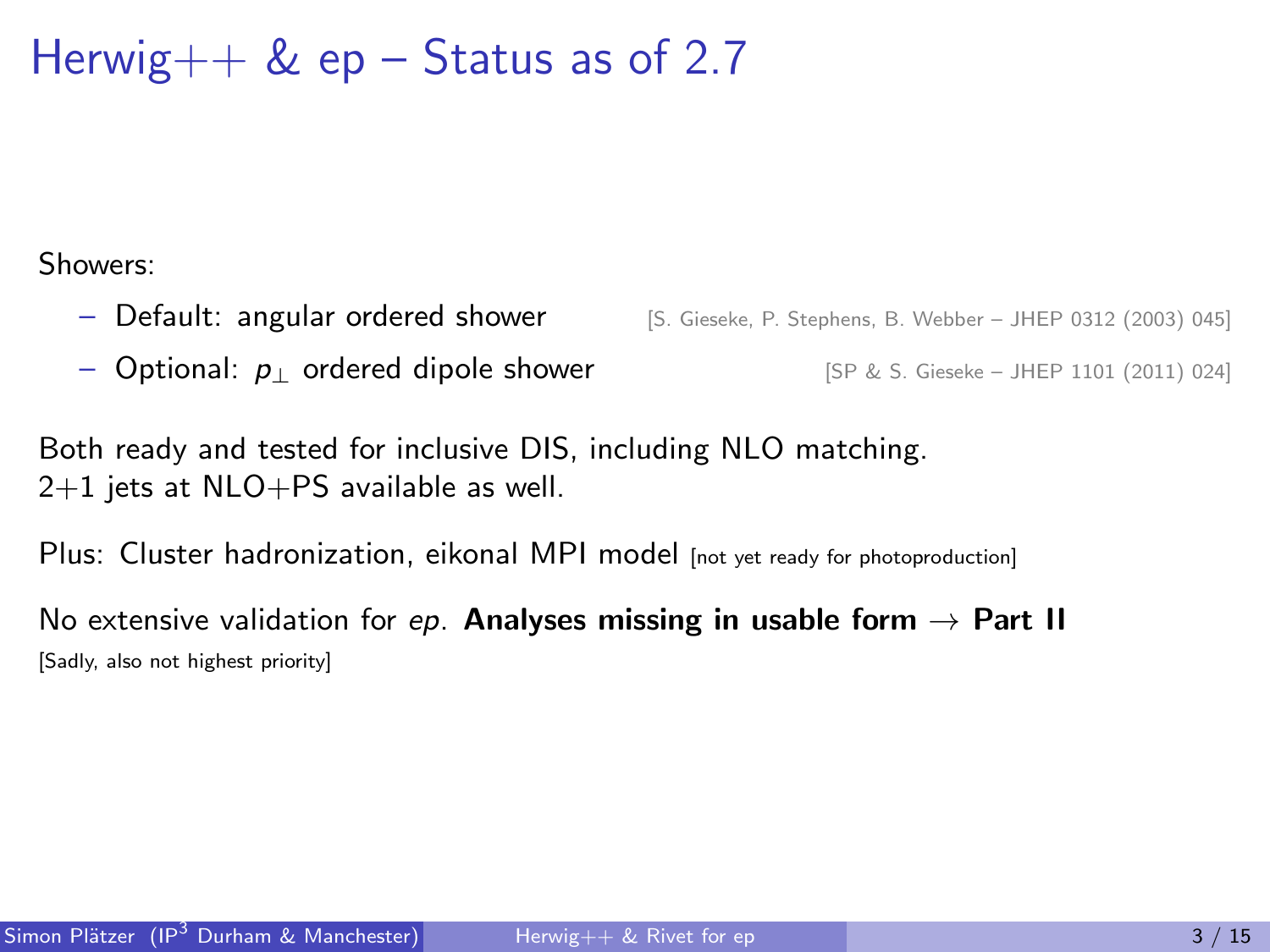# Herwig++ & ep – Status as of 2.7

Showers:

- Default: angular ordered shower [S. Gieseke, P. Stephens, B. Webber – JHEP 0312 (2003) 045]
- Optional: $p_\perp$ ordered dipole shower [SP & S. Gieseke – JHEP 1101 (2011) 024]

Both ready and tested for inclusive DIS, including NLO matching.
2+1 jets at NLO+PS available as well.

Plus: Cluster hadronization, eikonal MPI model [not yet ready for photoproduction]

No extensive validation for *ep*. **Analyses missing in usable form → Part II**
[Sadly, also not highest priority]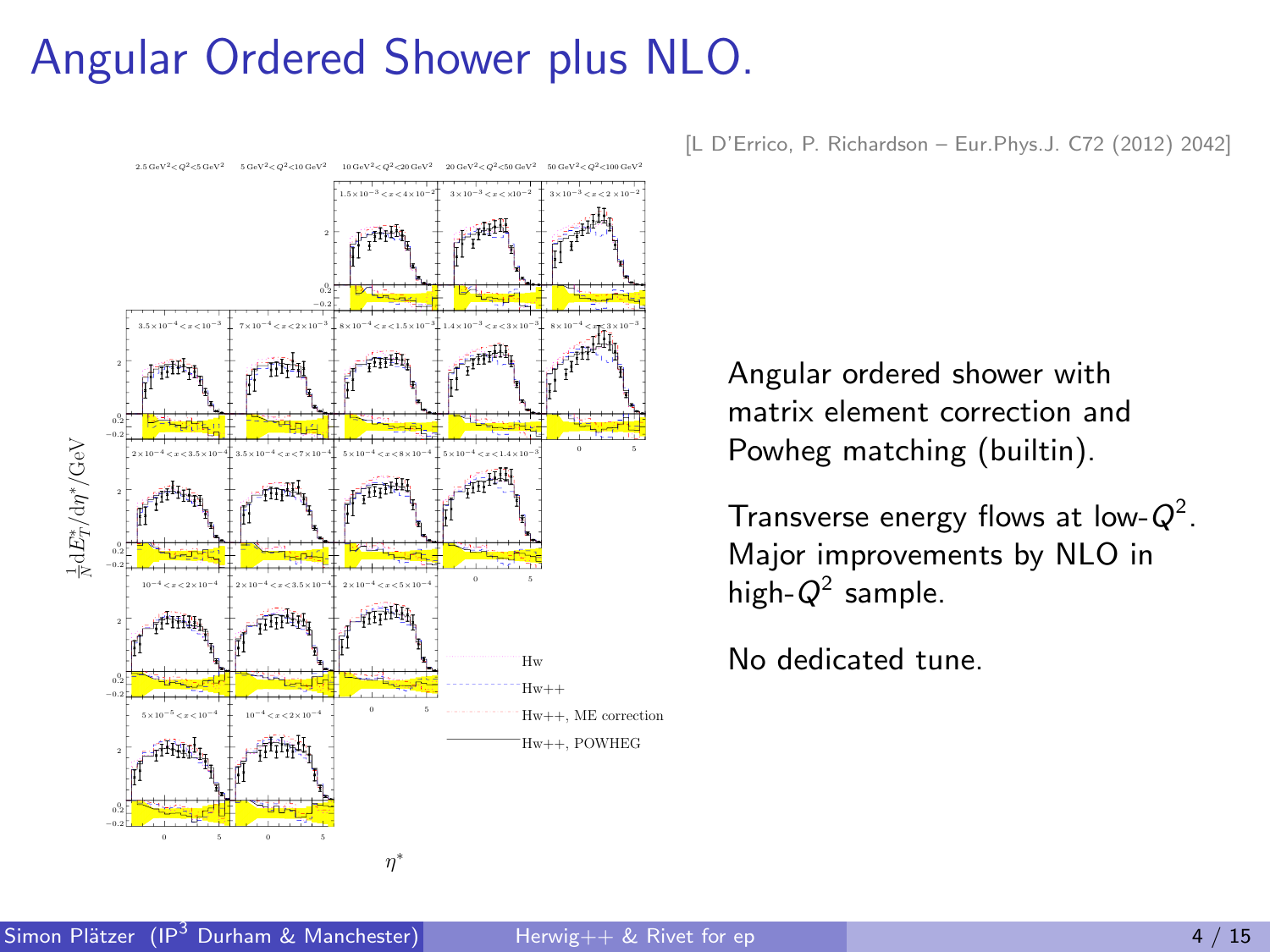# Angular Ordered Shower plus NLO.

[L D'Errico, P. Richardson – Eur.Phys.J. C72 (2012) 2042]

Angular ordered shower with matrix element correction and Powheg matching (builtin).

Transverse energy flows at low-$Q^2$. Major improvements by NLO in high-$Q^2$ sample.

No dedicated tune.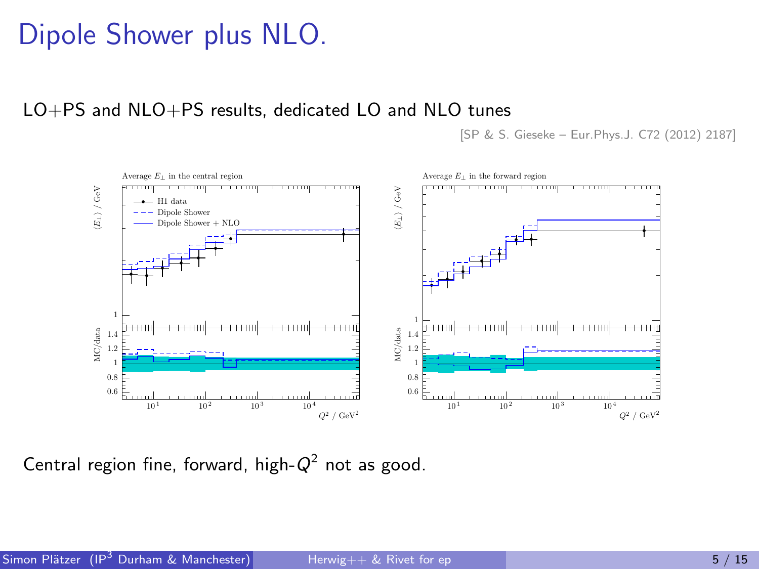# Dipole Shower plus NLO.

LO+PS and NLO+PS results, dedicated LO and NLO tunes

[SP & S. Gieseke – Eur.Phys.J. C72 (2012) 2187]

Central region fine, forward, high-$Q^2$ not as good.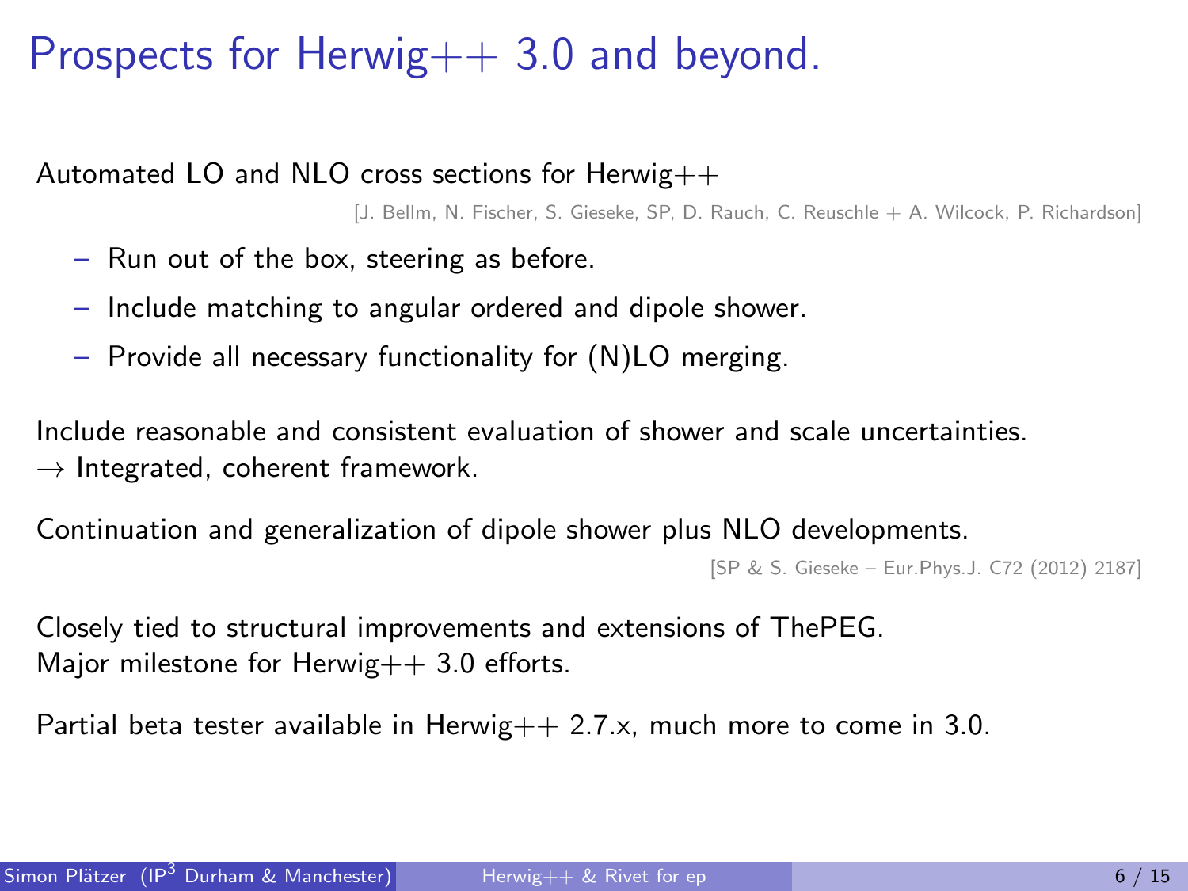# Prospects for Herwig++ 3.0 and beyond.

Automated LO and NLO cross sections for Herwig++

[J. Bellm, N. Fischer, S. Gieseke, SP, D. Rauch, C. Reuschle + A. Wilcock, P. Richardson]

- Run out of the box, steering as before.
- Include matching to angular ordered and dipole shower.
- Provide all necessary functionality for (N)LO merging.

Include reasonable and consistent evaluation of shower and scale uncertainties.
→ Integrated, coherent framework.

Continuation and generalization of dipole shower plus NLO developments.

[SP & S. Gieseke – Eur.Phys.J. C72 (2012) 2187]

Closely tied to structural improvements and extensions of ThePEG.
Major milestone for Herwig++ 3.0 efforts.

Partial beta tester available in Herwig++ 2.7.x, much more to come in 3.0.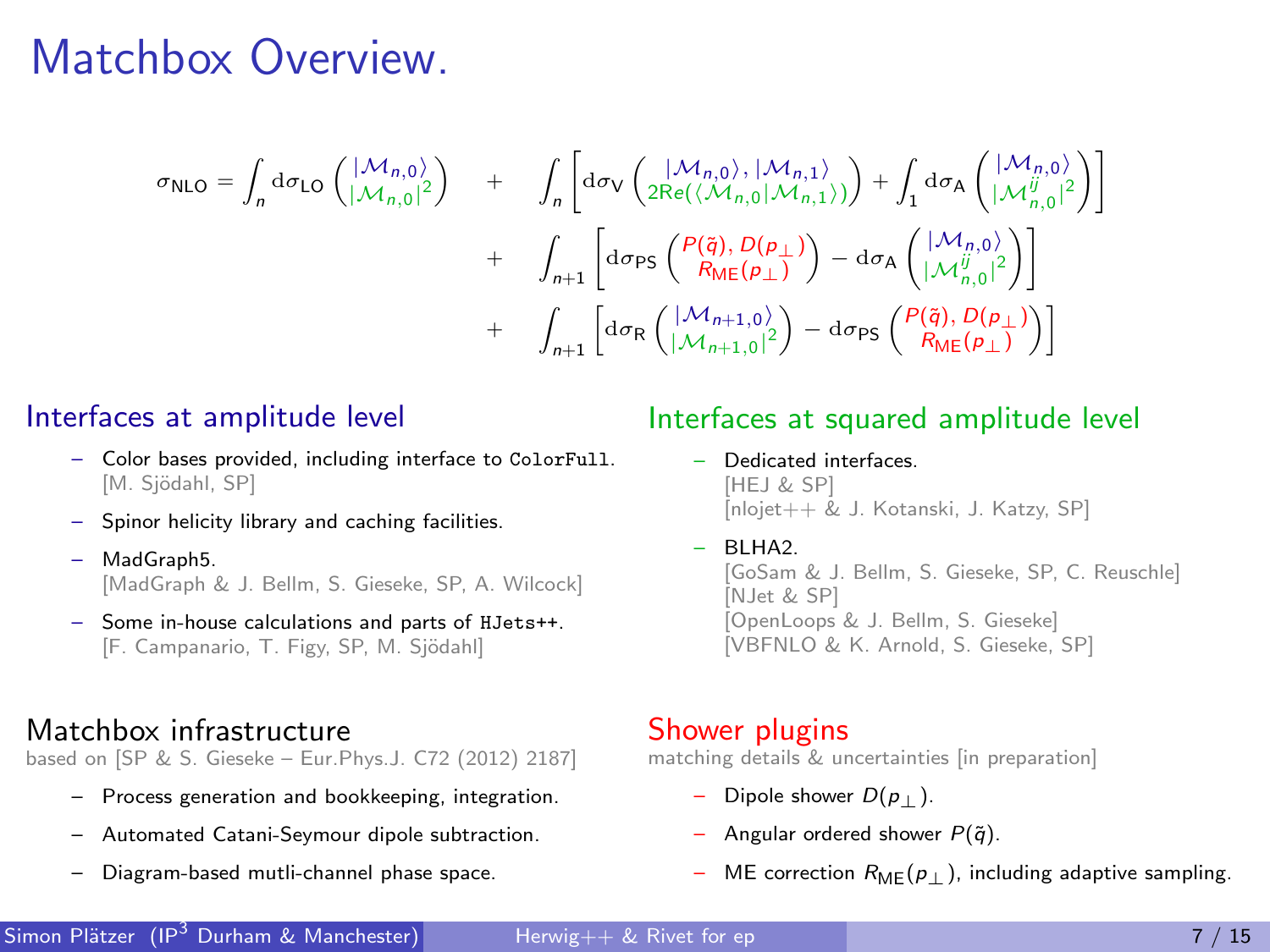# Matchbox Overview.

$$\sigma_{\text{NLO}} = \int_n \mathrm{d}\sigma_{\text{LO}} \begin{pmatrix} |\mathcal{M}_{n,0}\rangle \\ |\mathcal{M}_{n,0}|^2 \end{pmatrix} + \int_n \left[ \mathrm{d}\sigma_{\text{V}} \begin{pmatrix} |\mathcal{M}_{n,0}\rangle, |\mathcal{M}_{n,1}\rangle \\ 2\text{Re}(\langle \mathcal{M}_{n,0}|\mathcal{M}_{n,1}\rangle) \end{pmatrix} + \int_1 \mathrm{d}\sigma_{\text{A}} \begin{pmatrix} |\mathcal{M}_{n,0}\rangle \\ |\mathcal{M}^{ij}_{n,0}|^2 \end{pmatrix} \right]$$

$$+ \int_{n+1} \left[ \mathrm{d}\sigma_{\text{PS}} \begin{pmatrix} P(\tilde{q}), D(p_\perp) \\ R_{\text{ME}}(p_\perp) \end{pmatrix} - \mathrm{d}\sigma_{\text{A}} \begin{pmatrix} |\mathcal{M}_{n,0}\rangle \\ |\mathcal{M}^{ij}_{n,0}|^2 \end{pmatrix} \right]$$

$$+ \int_{n+1} \left[ \mathrm{d}\sigma_{\text{R}} \begin{pmatrix} |\mathcal{M}_{n+1,0}\rangle \\ |\mathcal{M}_{n+1,0}|^2 \end{pmatrix} - \mathrm{d}\sigma_{\text{PS}} \begin{pmatrix} P(\tilde{q}), D(p_\perp) \\ R_{\text{ME}}(p_\perp) \end{pmatrix} \right]$$

## Interfaces at amplitude level

- Color bases provided, including interface to `ColorFull`.
  [M. Sjödahl, SP]
- Spinor helicity library and caching facilities.
- MadGraph5.
  [MadGraph & J. Bellm, S. Gieseke, SP, A. Wilcock]
- Some in-house calculations and parts of `HJets++`.
  [F. Campanario, T. Figy, SP, M. Sjödahl]

## Interfaces at squared amplitude level

- Dedicated interfaces.
  [HEJ & SP]
  [nlojet++ & J. Kotanski, J. Katzy, SP]
- BLHA2.
  [GoSam & J. Bellm, S. Gieseke, SP, C. Reuschle]
  [NJet & SP]
  [OpenLoops & J. Bellm, S. Gieseke]
  [VBFNLO & K. Arnold, S. Gieseke, SP]

## Matchbox infrastructure

based on [SP & S. Gieseke – Eur.Phys.J. C72 (2012) 2187]

- Process generation and bookkeeping, integration.
- Automated Catani-Seymour dipole subtraction.
- Diagram-based mutli-channel phase space.

## Shower plugins

matching details & uncertainties [in preparation]

- Dipole shower $D(p_\perp)$.
- Angular ordered shower $P(\tilde{q})$.
- ME correction $R_{\text{ME}}(p_\perp)$, including adaptive sampling.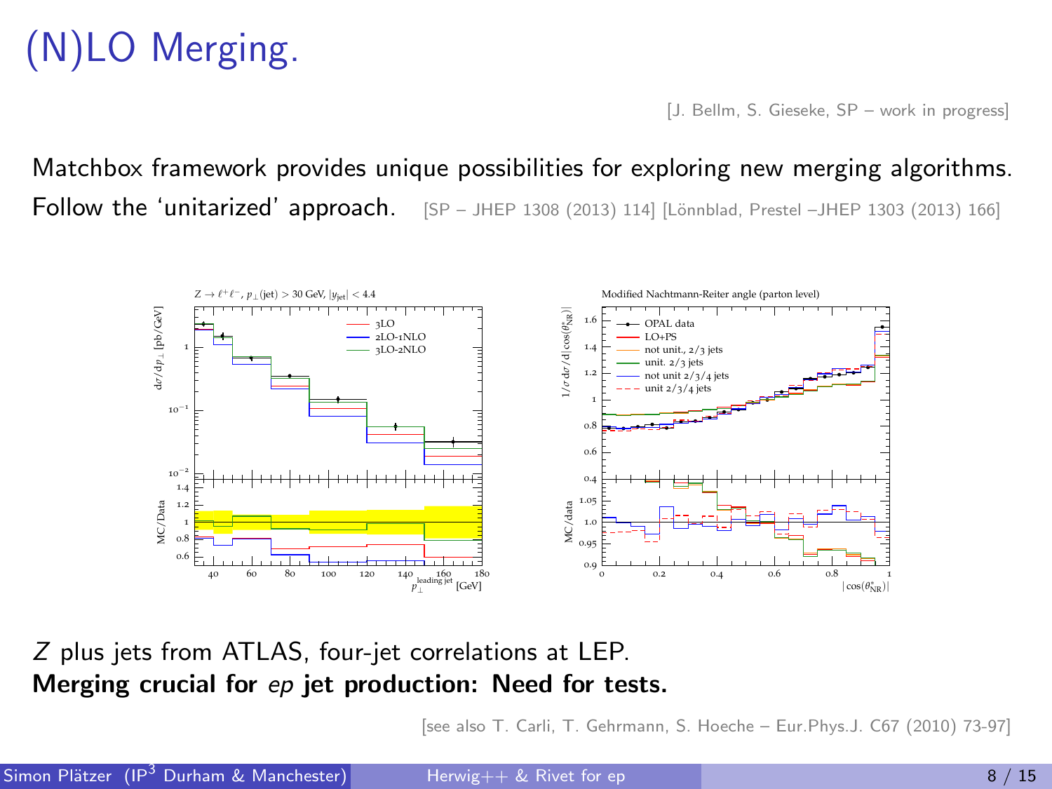# (N)LO Merging.

[J. Bellm, S. Gieseke, SP – work in progress]

Matchbox framework provides unique possibilities for exploring new merging algorithms. Follow the 'unitarized' approach. [SP – JHEP 1308 (2013) 114] [Lönnblad, Prestel –JHEP 1303 (2013) 166]

$Z$ plus jets from ATLAS, four-jet correlations at LEP.

**Merging crucial for *ep* jet production: Need for tests.**

[see also T. Carli, T. Gehrmann, S. Hoeche – Eur.Phys.J. C67 (2010) 73-97]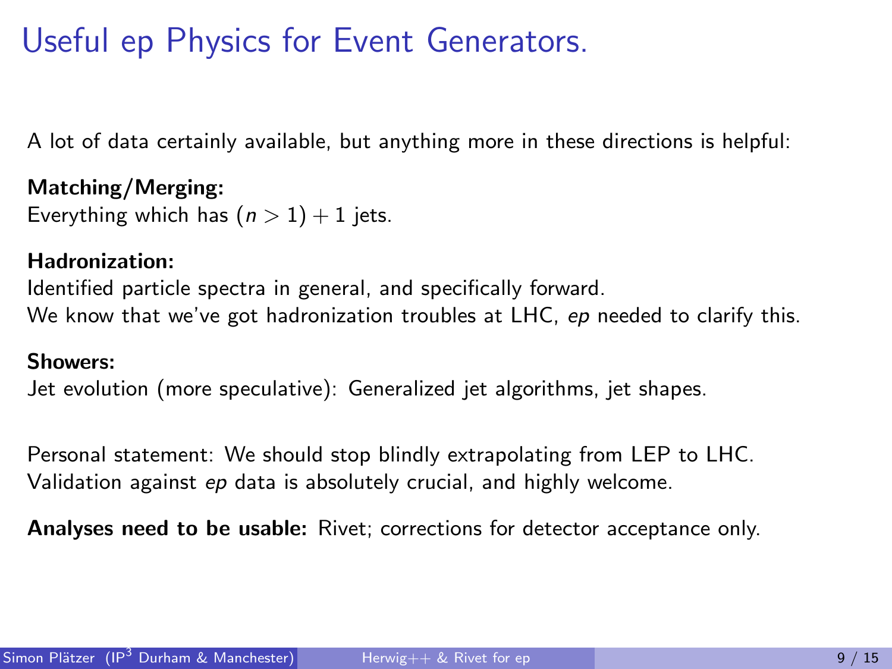# Useful ep Physics for Event Generators.

A lot of data certainly available, but anything more in these directions is helpful:

**Matching/Merging:**
Everything which has $(n > 1) + 1$ jets.

**Hadronization:**
Identified particle spectra in general, and specifically forward.
We know that we've got hadronization troubles at LHC, *ep* needed to clarify this.

**Showers:**
Jet evolution (more speculative): Generalized jet algorithms, jet shapes.

Personal statement: We should stop blindly extrapolating from LEP to LHC.
Validation against *ep* data is absolutely crucial, and highly welcome.

**Analyses need to be usable:** Rivet; corrections for detector acceptance only.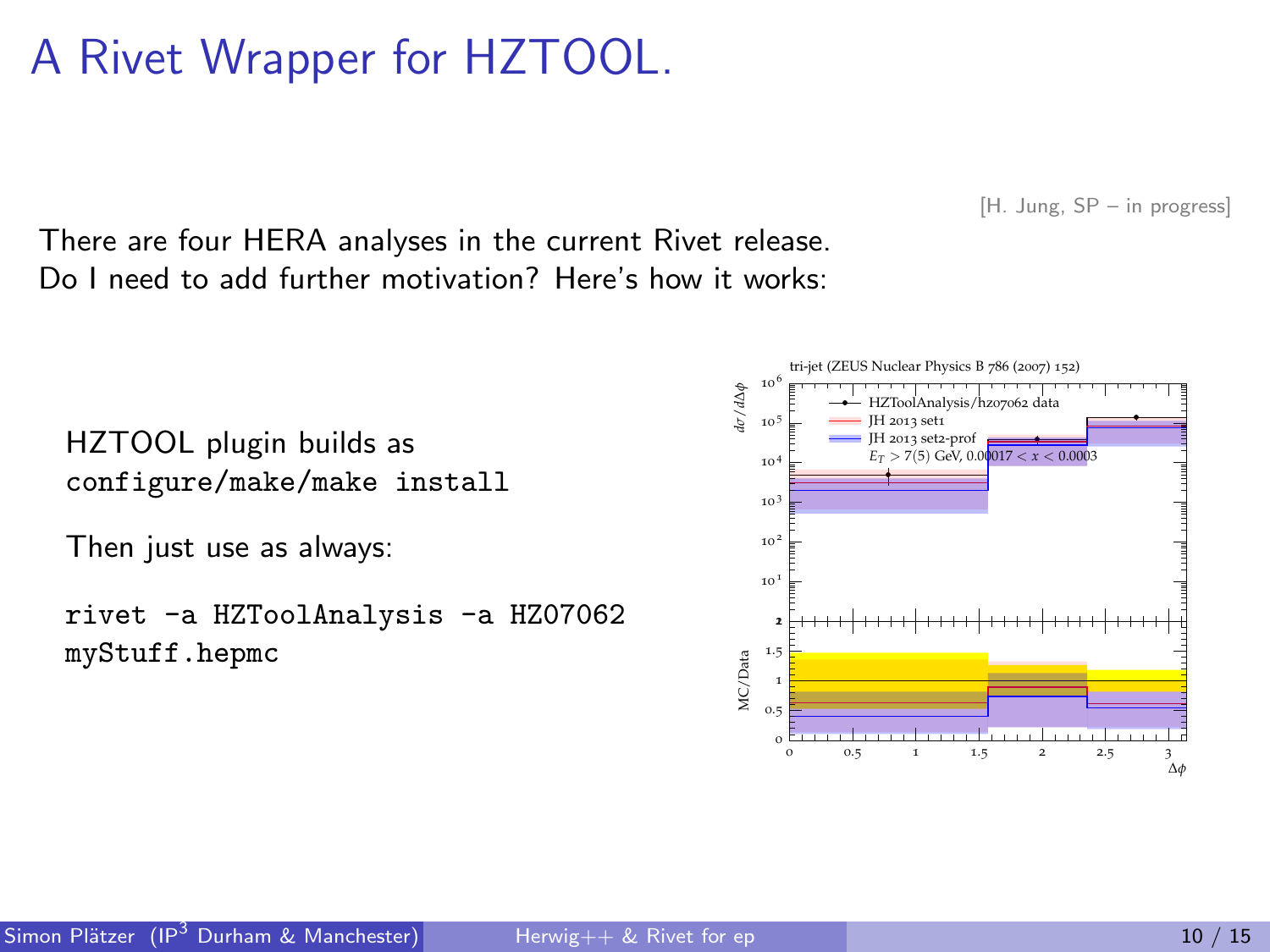# A Rivet Wrapper for HZTOOL.

[H. Jung, SP – in progress]

There are four HERA analyses in the current Rivet release.
Do I need to add further motivation? Here's how it works:

HZTOOL plugin builds as
`configure/make/make install`

Then just use as always:

```
rivet -a HZToolAnalysis -a HZ07062
myStuff.hepmc
```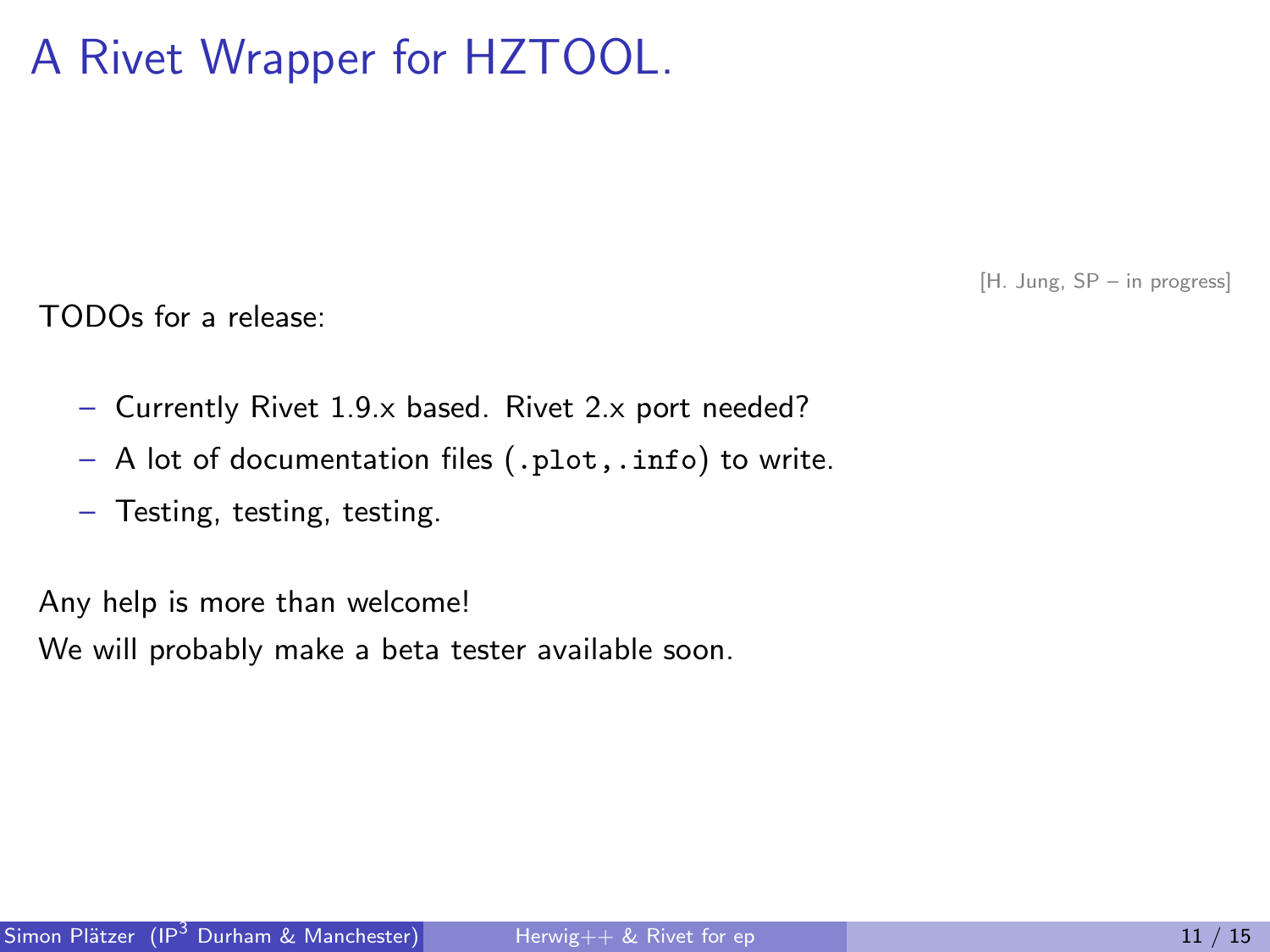# A Rivet Wrapper for HZTOOL.

[H. Jung, SP – in progress]

TODOs for a release:

- Currently Rivet 1.9.x based. Rivet 2.x port needed?
- A lot of documentation files (`.plot`,`.info`) to write.
- Testing, testing, testing.

Any help is more than welcome!

We will probably make a beta tester available soon.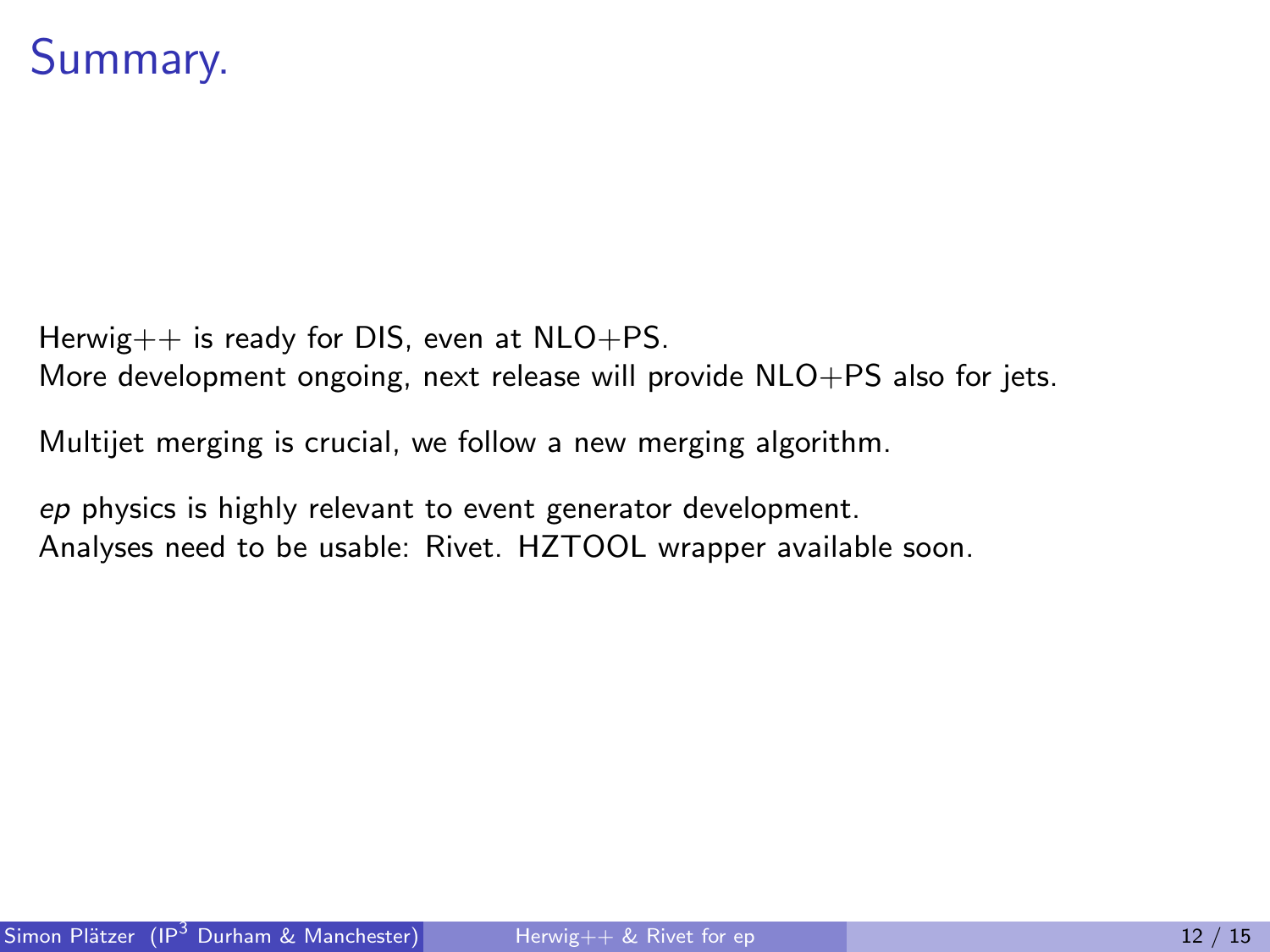# Summary.

Herwig++ is ready for DIS, even at NLO+PS.
More development ongoing, next release will provide NLO+PS also for jets.

Multijet merging is crucial, we follow a new merging algorithm.

*ep* physics is highly relevant to event generator development.
Analyses need to be usable: Rivet. HZTOOL wrapper available soon.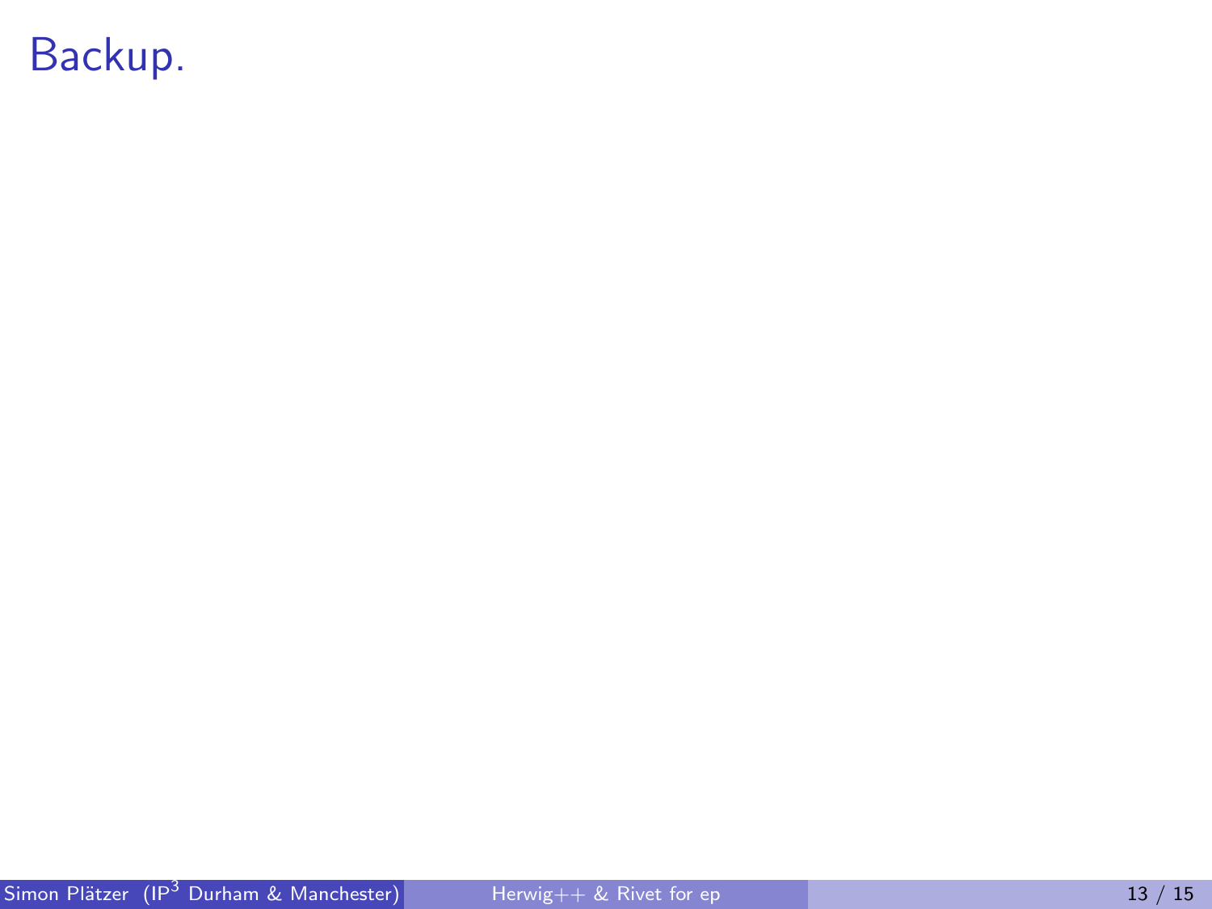# Backup.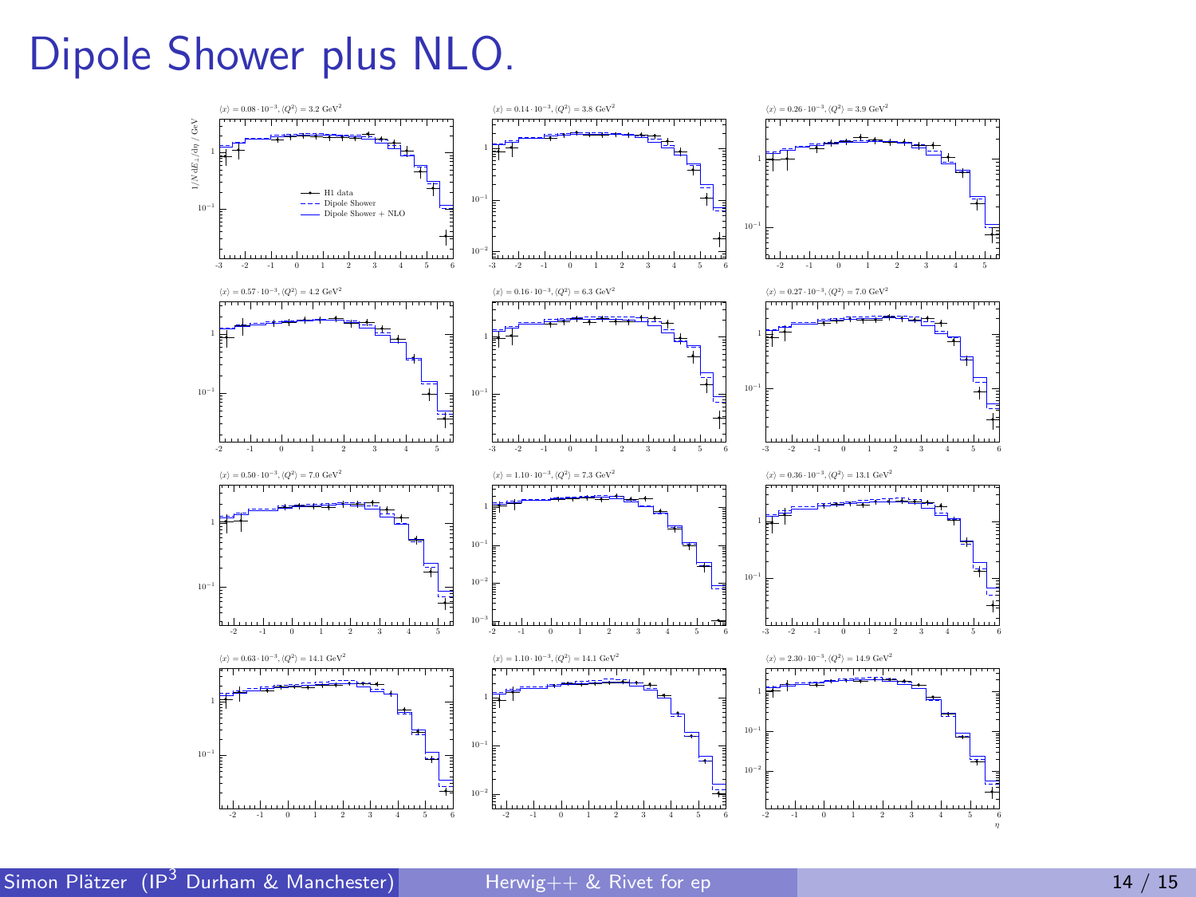# Dipole Shower plus NLO.

$\langle x \rangle = 0.08 \cdot 10^{-3}, \langle Q^2 \rangle = 3.2\ \text{GeV}^2$

$\langle x \rangle = 0.14 \cdot 10^{-3}, \langle Q^2 \rangle = 3.8\ \text{GeV}^2$

$\langle x \rangle = 0.26 \cdot 10^{-3}, \langle Q^2 \rangle = 3.9\ \text{GeV}^2$

$\langle x \rangle = 0.57 \cdot 10^{-3}, \langle Q^2 \rangle = 4.2\ \text{GeV}^2$

$\langle x \rangle = 0.16 \cdot 10^{-3}, \langle Q^2 \rangle = 6.3\ \text{GeV}^2$

$\langle x \rangle = 0.27 \cdot 10^{-3}, \langle Q^2 \rangle = 7.0\ \text{GeV}^2$

$\langle x \rangle = 0.50 \cdot 10^{-3}, \langle Q^2 \rangle = 7.0\ \text{GeV}^2$

$\langle x \rangle = 1.10 \cdot 10^{-3}, \langle Q^2 \rangle = 7.3\ \text{GeV}^2$

$\langle x \rangle = 0.36 \cdot 10^{-3}, \langle Q^2 \rangle = 13.1\ \text{GeV}^2$

$\langle x \rangle = 0.63 \cdot 10^{-3}, \langle Q^2 \rangle = 14.1\ \text{GeV}^2$

$\langle x \rangle = 1.10 \cdot 10^{-3}, \langle Q^2 \rangle = 14.1\ \text{GeV}^2$

$\langle x \rangle = 2.30 \cdot 10^{-3}, \langle Q^2 \rangle = 14.9\ \text{GeV}^2$

Y-axis: $1/N\, dE_\perp/d\eta$ / GeV; X-axis: $\eta$

Legend: H1 data; Dipole Shower; Dipole Shower + NLO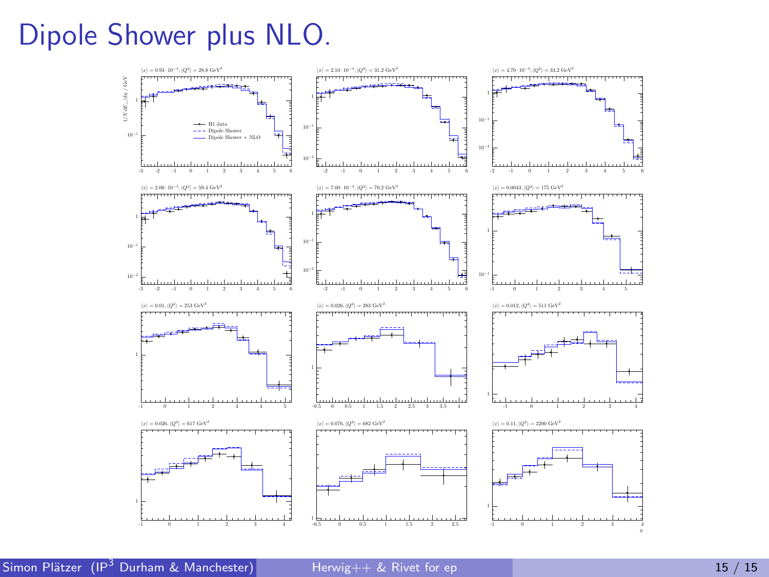# Dipole Shower plus NLO.

$\langle x \rangle = 0.93 \cdot 10^{-3}, \langle Q^2 \rangle = 28.8\ \mathrm{GeV}^2$

$1/N\, dE_\perp/d\eta$ / GeV

H1 data
Dipole Shower
Dipole Shower + NLO

$\langle x \rangle = 2.10 \cdot 10^{-3}, \langle Q^2 \rangle = 31.2\ \mathrm{GeV}^2$

$\langle x \rangle = 4.70 \cdot 10^{-3}, \langle Q^2 \rangle = 33.2\ \mathrm{GeV}^2$

$\langle x \rangle = 2.00 \cdot 10^{-3}, \langle Q^2 \rangle = 59.4\ \mathrm{GeV}^2$

$\langle x \rangle = 7.00 \cdot 10^{-3}, \langle Q^2 \rangle = 70.2\ \mathrm{GeV}^2$

$\langle x \rangle = 0.0043, \langle Q^2 \rangle = 175\ \mathrm{GeV}^2$

$\langle x \rangle = 0.01, \langle Q^2 \rangle = 253\ \mathrm{GeV}^2$

$\langle x \rangle = 0.026, \langle Q^2 \rangle = 283\ \mathrm{GeV}^2$

$\langle x \rangle = 0.012, \langle Q^2 \rangle = 511\ \mathrm{GeV}^2$

$\langle x \rangle = 0.026, \langle Q^2 \rangle = 617\ \mathrm{GeV}^2$

$\langle x \rangle = 0.076, \langle Q^2 \rangle = 682\ \mathrm{GeV}^2$

$\langle x \rangle = 0.11, \langle Q^2 \rangle = 2200\ \mathrm{GeV}^2$

$\eta$